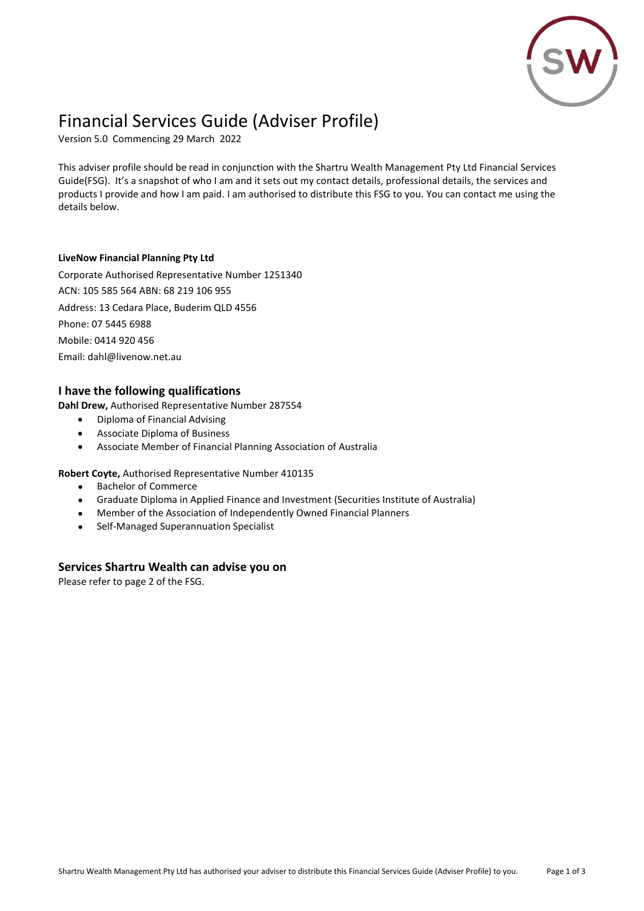# Financial Services Guide (Adviser Profile)

Version 5.0 Commencing 29 March 2022

This adviser profile should be read in conjunction with the Shartru Wealth Management Pty Ltd Financial Services Guide(FSG). It's a snapshot of who I am and it sets out my contact details, professional details, the services and products I provide and how I am paid. I am authorised to distribute this FSG to you. You can contact me using the details below.

**LiveNow Financial Planning Pty Ltd**

Corporate Authorised Representative Number 1251340

ACN: 105 585 564 ABN: 68 219 106 955

Address: 13 Cedara Place, Buderim QLD 4556

Phone: 07 5445 6988

Mobile: 0414 920 456

Email: dahl@livenow.net.au

## I have the following qualifications

**Dahl Drew,** Authorised Representative Number 287554

- Diploma of Financial Advising
- Associate Diploma of Business
- Associate Member of Financial Planning Association of Australia

**Robert Coyte,** Authorised Representative Number 410135

- Bachelor of Commerce
- Graduate Diploma in Applied Finance and Investment (Securities Institute of Australia)
- Member of the Association of Independently Owned Financial Planners
- Self-Managed Superannuation Specialist

## Services Shartru Wealth can advise you on

Please refer to page 2 of the FSG.

Shartru Wealth Management Pty Ltd has authorised your adviser to distribute this Financial Services Guide (Adviser Profile) to you.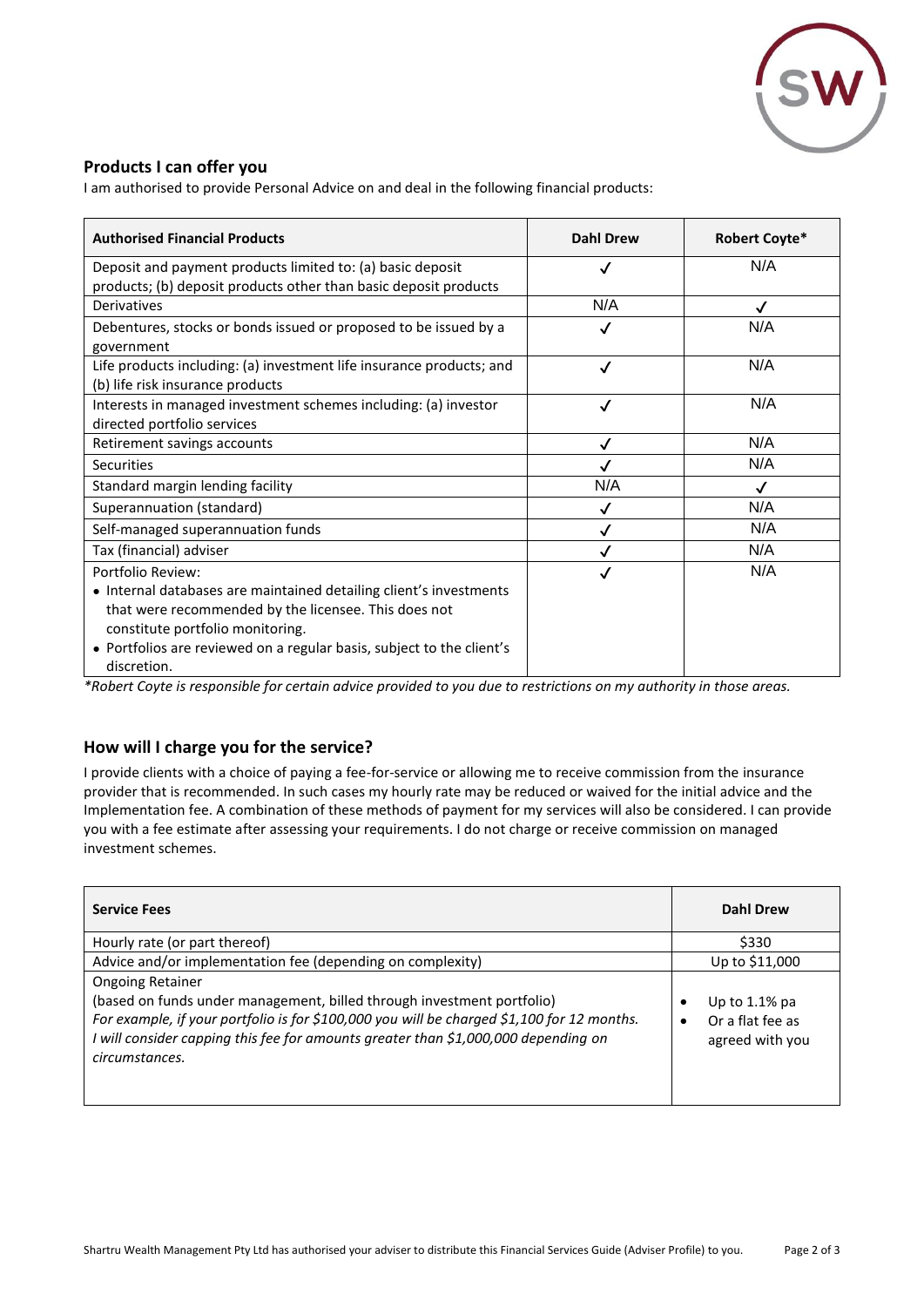## Products I can offer you

I am authorised to provide Personal Advice on and deal in the following financial products:

| Authorised Financial Products | Dahl Drew | Robert Coyte* |
|---|---|---|
| Deposit and payment products limited to: (a) basic deposit products; (b) deposit products other than basic deposit products | ✓ | N/A |
| Derivatives | N/A | ✓ |
| Debentures, stocks or bonds issued or proposed to be issued by a government | ✓ | N/A |
| Life products including: (a) investment life insurance products; and (b) life risk insurance products | ✓ | N/A |
| Interests in managed investment schemes including: (a) investor directed portfolio services | ✓ | N/A |
| Retirement savings accounts | ✓ | N/A |
| Securities | ✓ | N/A |
| Standard margin lending facility | N/A | ✓ |
| Superannuation (standard) | ✓ | N/A |
| Self-managed superannuation funds | ✓ | N/A |
| Tax (financial) adviser | ✓ | N/A |
| Portfolio Review:<br>• Internal databases are maintained detailing client's investments that were recommended by the licensee. This does not constitute portfolio monitoring.<br>• Portfolios are reviewed on a regular basis, subject to the client's discretion. | ✓ | N/A |

*\*Robert Coyte is responsible for certain advice provided to you due to restrictions on my authority in those areas.*

## How will I charge you for the service?

I provide clients with a choice of paying a fee-for-service or allowing me to receive commission from the insurance provider that is recommended. In such cases my hourly rate may be reduced or waived for the initial advice and the Implementation fee. A combination of these methods of payment for my services will also be considered. I can provide you with a fee estimate after assessing your requirements. I do not charge or receive commission on managed investment schemes.

| Service Fees | Dahl Drew |
|---|---|
| Hourly rate (or part thereof) | $330 |
| Advice and/or implementation fee (depending on complexity) | Up to $11,000 |
| Ongoing Retainer<br>(based on funds under management, billed through investment portfolio)<br>*For example, if your portfolio is for $100,000 you will be charged $1,100 for 12 months. I will consider capping this fee for amounts greater than $1,000,000 depending on circumstances.* | • Up to 1.1% pa<br>• Or a flat fee as agreed with you |

Shartru Wealth Management Pty Ltd has authorised your adviser to distribute this Financial Services Guide (Adviser Profile) to you.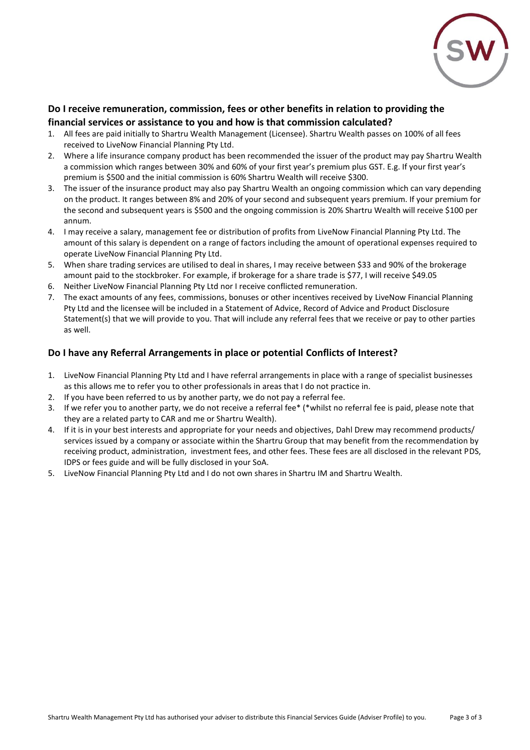## Do I receive remuneration, commission, fees or other benefits in relation to providing the financial services or assistance to you and how is that commission calculated?

1. All fees are paid initially to Shartru Wealth Management (Licensee). Shartru Wealth passes on 100% of all fees received to LiveNow Financial Planning Pty Ltd.
2. Where a life insurance company product has been recommended the issuer of the product may pay Shartru Wealth a commission which ranges between 30% and 60% of your first year's premium plus GST. E.g. If your first year's premium is $500 and the initial commission is 60% Shartru Wealth will receive $300.
3. The issuer of the insurance product may also pay Shartru Wealth an ongoing commission which can vary depending on the product. It ranges between 8% and 20% of your second and subsequent years premium. If your premium for the second and subsequent years is $500 and the ongoing commission is 20% Shartru Wealth will receive $100 per annum.
4. I may receive a salary, management fee or distribution of profits from LiveNow Financial Planning Pty Ltd. The amount of this salary is dependent on a range of factors including the amount of operational expenses required to operate LiveNow Financial Planning Pty Ltd.
5. When share trading services are utilised to deal in shares, I may receive between $33 and 90% of the brokerage amount paid to the stockbroker. For example, if brokerage for a share trade is $77, I will receive $49.05
6. Neither LiveNow Financial Planning Pty Ltd nor I receive conflicted remuneration.
7. The exact amounts of any fees, commissions, bonuses or other incentives received by LiveNow Financial Planning Pty Ltd and the licensee will be included in a Statement of Advice, Record of Advice and Product Disclosure Statement(s) that we will provide to you. That will include any referral fees that we receive or pay to other parties as well.

## Do I have any Referral Arrangements in place or potential Conflicts of Interest?

1. LiveNow Financial Planning Pty Ltd and I have referral arrangements in place with a range of specialist businesses as this allows me to refer you to other professionals in areas that I do not practice in.
2. If you have been referred to us by another party, we do not pay a referral fee.
3. If we refer you to another party, we do not receive a referral fee* (*whilst no referral fee is paid, please note that they are a related party to CAR and me or Shartru Wealth).
4. If it is in your best interests and appropriate for your needs and objectives, Dahl Drew may recommend products/ services issued by a company or associate within the Shartru Group that may benefit from the recommendation by receiving product, administration, investment fees, and other fees. These fees are all disclosed in the relevant PDS, IDPS or fees guide and will be fully disclosed in your SoA.
5. LiveNow Financial Planning Pty Ltd and I do not own shares in Shartru IM and Shartru Wealth.

Shartru Wealth Management Pty Ltd has authorised your adviser to distribute this Financial Services Guide (Adviser Profile) to you.